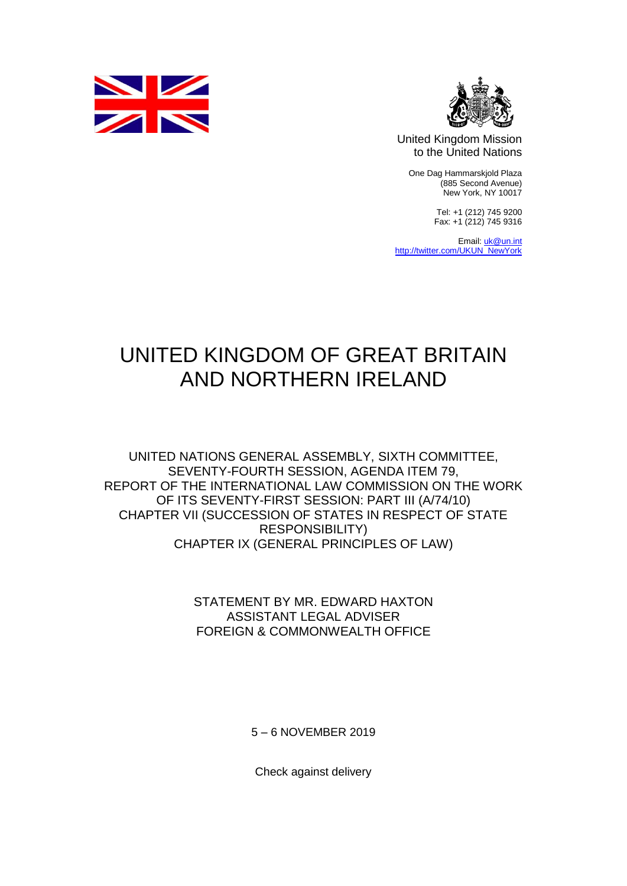United Kingdom Mission
to the United Nations

One Dag Hammarskjold Plaza
(885 Second Avenue)
New York, NY 10017

Tel: +1 (212) 745 9200
Fax: +1 (212) 745 9316

Email: uk@un.int
http://twitter.com/UKUN_NewYork

# UNITED KINGDOM OF GREAT BRITAIN AND NORTHERN IRELAND

## UNITED NATIONS GENERAL ASSEMBLY, SIXTH COMMITTEE, SEVENTY-FOURTH SESSION, AGENDA ITEM 79, REPORT OF THE INTERNATIONAL LAW COMMISSION ON THE WORK OF ITS SEVENTY-FIRST SESSION: PART III (A/74/10) CHAPTER VII (SUCCESSION OF STATES IN RESPECT OF STATE RESPONSIBILITY) CHAPTER IX (GENERAL PRINCIPLES OF LAW)

STATEMENT BY MR. EDWARD HAXTON
ASSISTANT LEGAL ADVISER
FOREIGN & COMMONWEALTH OFFICE

5 – 6 NOVEMBER 2019

Check against delivery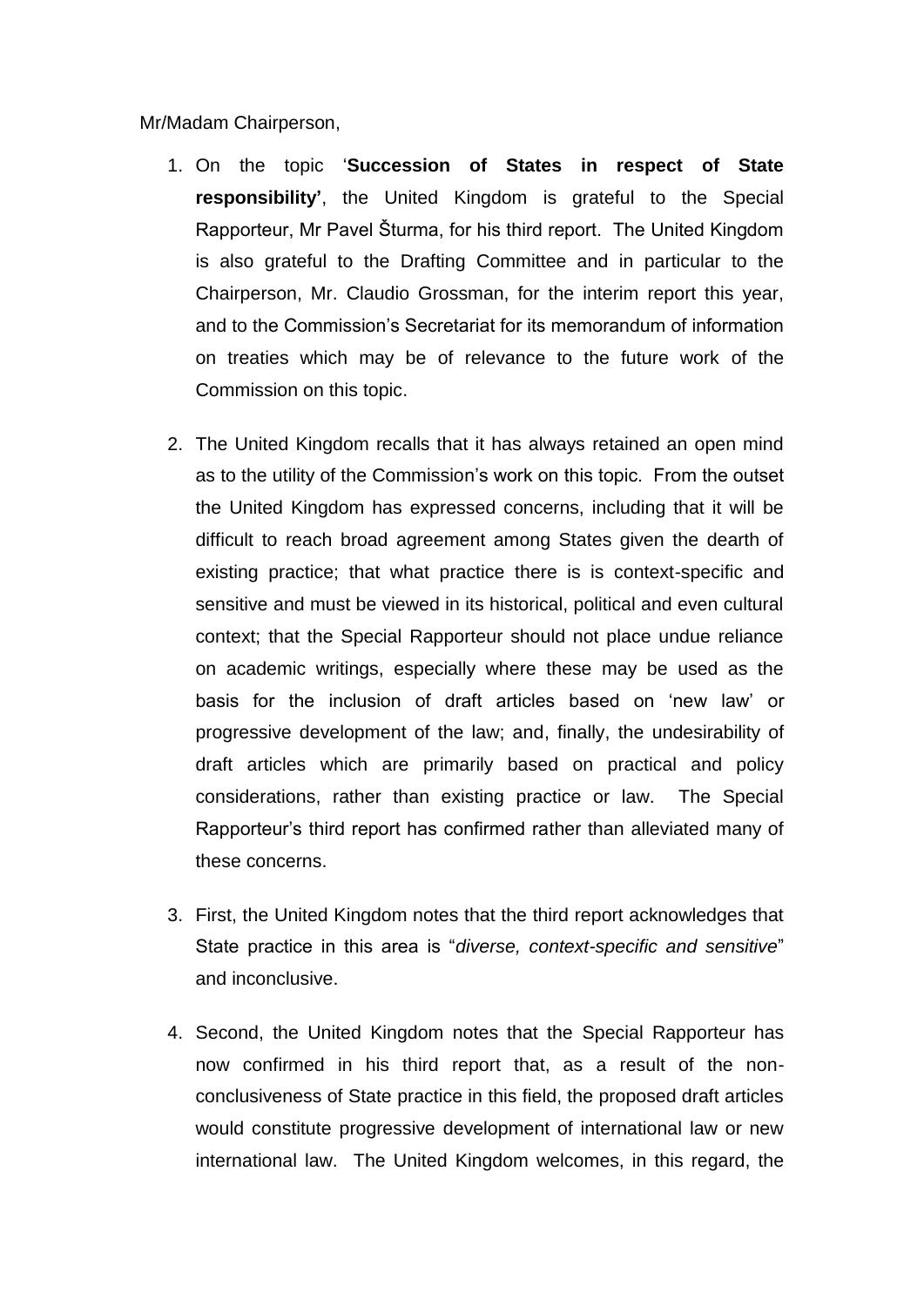Mr/Madam Chairperson,

1. On the topic '**Succession of States in respect of State responsibility'**, the United Kingdom is grateful to the Special Rapporteur, Mr Pavel Šturma, for his third report. The United Kingdom is also grateful to the Drafting Committee and in particular to the Chairperson, Mr. Claudio Grossman, for the interim report this year, and to the Commission's Secretariat for its memorandum of information on treaties which may be of relevance to the future work of the Commission on this topic.

2. The United Kingdom recalls that it has always retained an open mind as to the utility of the Commission's work on this topic. From the outset the United Kingdom has expressed concerns, including that it will be difficult to reach broad agreement among States given the dearth of existing practice; that what practice there is is context-specific and sensitive and must be viewed in its historical, political and even cultural context; that the Special Rapporteur should not place undue reliance on academic writings, especially where these may be used as the basis for the inclusion of draft articles based on 'new law' or progressive development of the law; and, finally, the undesirability of draft articles which are primarily based on practical and policy considerations, rather than existing practice or law. The Special Rapporteur's third report has confirmed rather than alleviated many of these concerns.

3. First, the United Kingdom notes that the third report acknowledges that State practice in this area is "*diverse, context-specific and sensitive*" and inconclusive.

4. Second, the United Kingdom notes that the Special Rapporteur has now confirmed in his third report that, as a result of the non-conclusiveness of State practice in this field, the proposed draft articles would constitute progressive development of international law or new international law. The United Kingdom welcomes, in this regard, the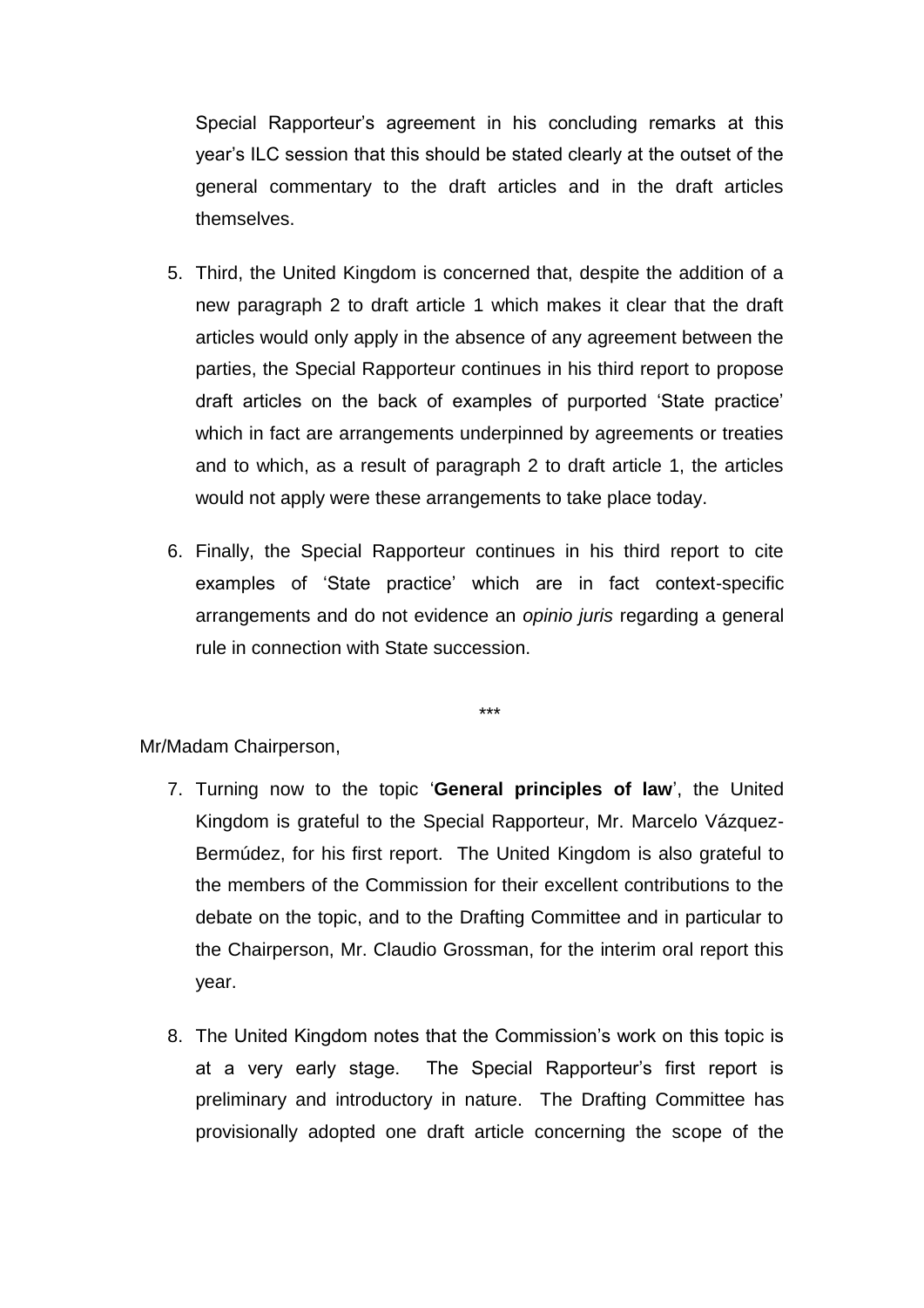Special Rapporteur's agreement in his concluding remarks at this year's ILC session that this should be stated clearly at the outset of the general commentary to the draft articles and in the draft articles themselves.

5. Third, the United Kingdom is concerned that, despite the addition of a new paragraph 2 to draft article 1 which makes it clear that the draft articles would only apply in the absence of any agreement between the parties, the Special Rapporteur continues in his third report to propose draft articles on the back of examples of purported 'State practice' which in fact are arrangements underpinned by agreements or treaties and to which, as a result of paragraph 2 to draft article 1, the articles would not apply were these arrangements to take place today.

6. Finally, the Special Rapporteur continues in his third report to cite examples of 'State practice' which are in fact context-specific arrangements and do not evidence an *opinio juris* regarding a general rule in connection with State succession.

***

Mr/Madam Chairperson,

7. Turning now to the topic '**General principles of law**', the United Kingdom is grateful to the Special Rapporteur, Mr. Marcelo Vázquez-Bermúdez, for his first report. The United Kingdom is also grateful to the members of the Commission for their excellent contributions to the debate on the topic, and to the Drafting Committee and in particular to the Chairperson, Mr. Claudio Grossman, for the interim oral report this year.

8. The United Kingdom notes that the Commission's work on this topic is at a very early stage. The Special Rapporteur's first report is preliminary and introductory in nature. The Drafting Committee has provisionally adopted one draft article concerning the scope of the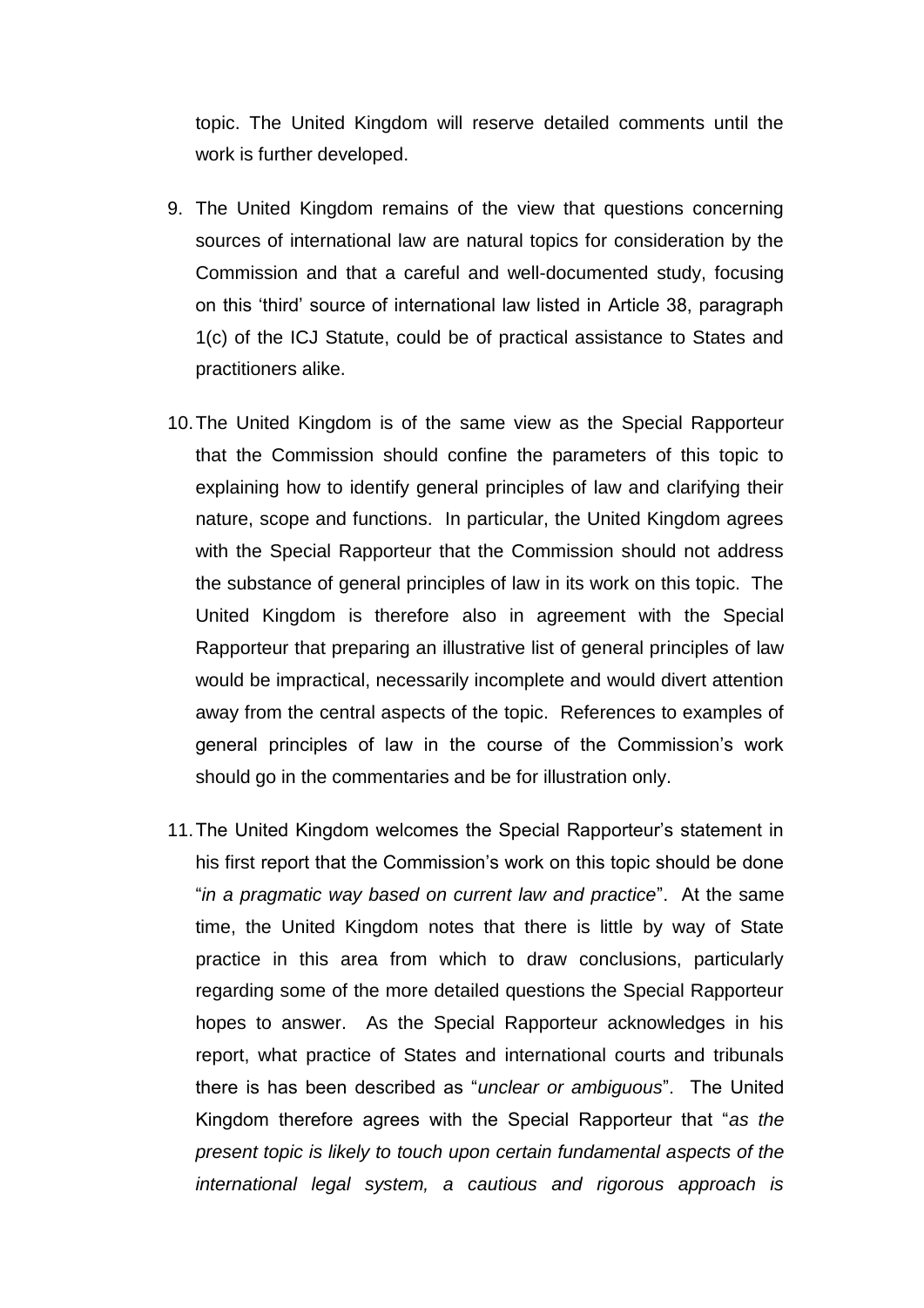topic. The United Kingdom will reserve detailed comments until the work is further developed.

9. The United Kingdom remains of the view that questions concerning sources of international law are natural topics for consideration by the Commission and that a careful and well-documented study, focusing on this 'third' source of international law listed in Article 38, paragraph 1(c) of the ICJ Statute, could be of practical assistance to States and practitioners alike.

10. The United Kingdom is of the same view as the Special Rapporteur that the Commission should confine the parameters of this topic to explaining how to identify general principles of law and clarifying their nature, scope and functions. In particular, the United Kingdom agrees with the Special Rapporteur that the Commission should not address the substance of general principles of law in its work on this topic. The United Kingdom is therefore also in agreement with the Special Rapporteur that preparing an illustrative list of general principles of law would be impractical, necessarily incomplete and would divert attention away from the central aspects of the topic. References to examples of general principles of law in the course of the Commission's work should go in the commentaries and be for illustration only.

11. The United Kingdom welcomes the Special Rapporteur's statement in his first report that the Commission's work on this topic should be done "*in a pragmatic way based on current law and practice*". At the same time, the United Kingdom notes that there is little by way of State practice in this area from which to draw conclusions, particularly regarding some of the more detailed questions the Special Rapporteur hopes to answer. As the Special Rapporteur acknowledges in his report, what practice of States and international courts and tribunals there is has been described as "*unclear or ambiguous*". The United Kingdom therefore agrees with the Special Rapporteur that "*as the present topic is likely to touch upon certain fundamental aspects of the international legal system, a cautious and rigorous approach is*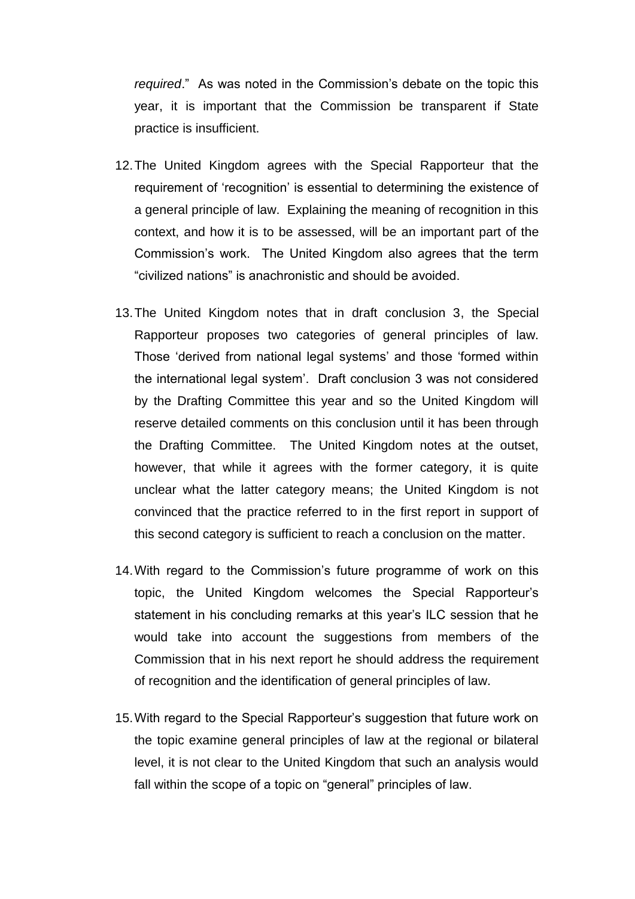*required*." As was noted in the Commission's debate on the topic this year, it is important that the Commission be transparent if State practice is insufficient.

12. The United Kingdom agrees with the Special Rapporteur that the requirement of 'recognition' is essential to determining the existence of a general principle of law. Explaining the meaning of recognition in this context, and how it is to be assessed, will be an important part of the Commission's work. The United Kingdom also agrees that the term "civilized nations" is anachronistic and should be avoided.

13. The United Kingdom notes that in draft conclusion 3, the Special Rapporteur proposes two categories of general principles of law. Those 'derived from national legal systems' and those 'formed within the international legal system'. Draft conclusion 3 was not considered by the Drafting Committee this year and so the United Kingdom will reserve detailed comments on this conclusion until it has been through the Drafting Committee. The United Kingdom notes at the outset, however, that while it agrees with the former category, it is quite unclear what the latter category means; the United Kingdom is not convinced that the practice referred to in the first report in support of this second category is sufficient to reach a conclusion on the matter.

14. With regard to the Commission's future programme of work on this topic, the United Kingdom welcomes the Special Rapporteur's statement in his concluding remarks at this year's ILC session that he would take into account the suggestions from members of the Commission that in his next report he should address the requirement of recognition and the identification of general principles of law.

15. With regard to the Special Rapporteur's suggestion that future work on the topic examine general principles of law at the regional or bilateral level, it is not clear to the United Kingdom that such an analysis would fall within the scope of a topic on "general" principles of law.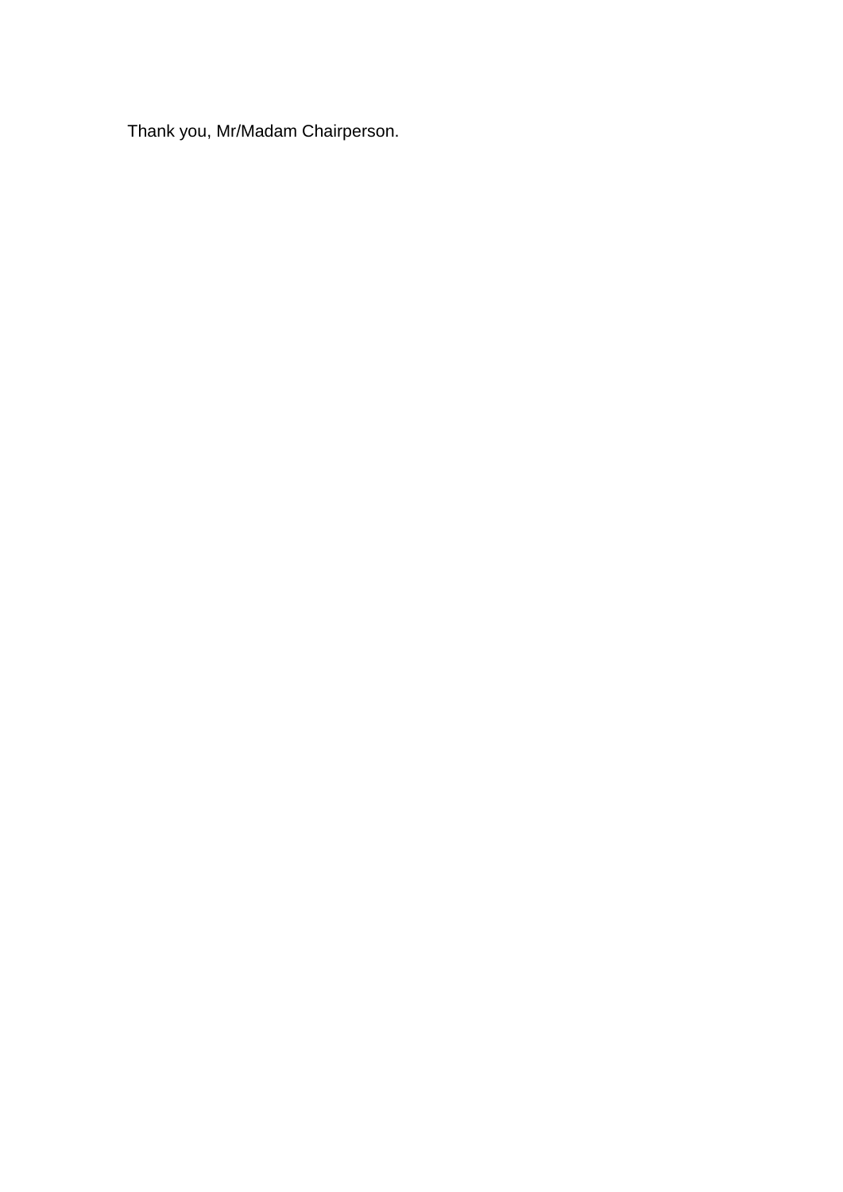Thank you, Mr/Madam Chairperson.